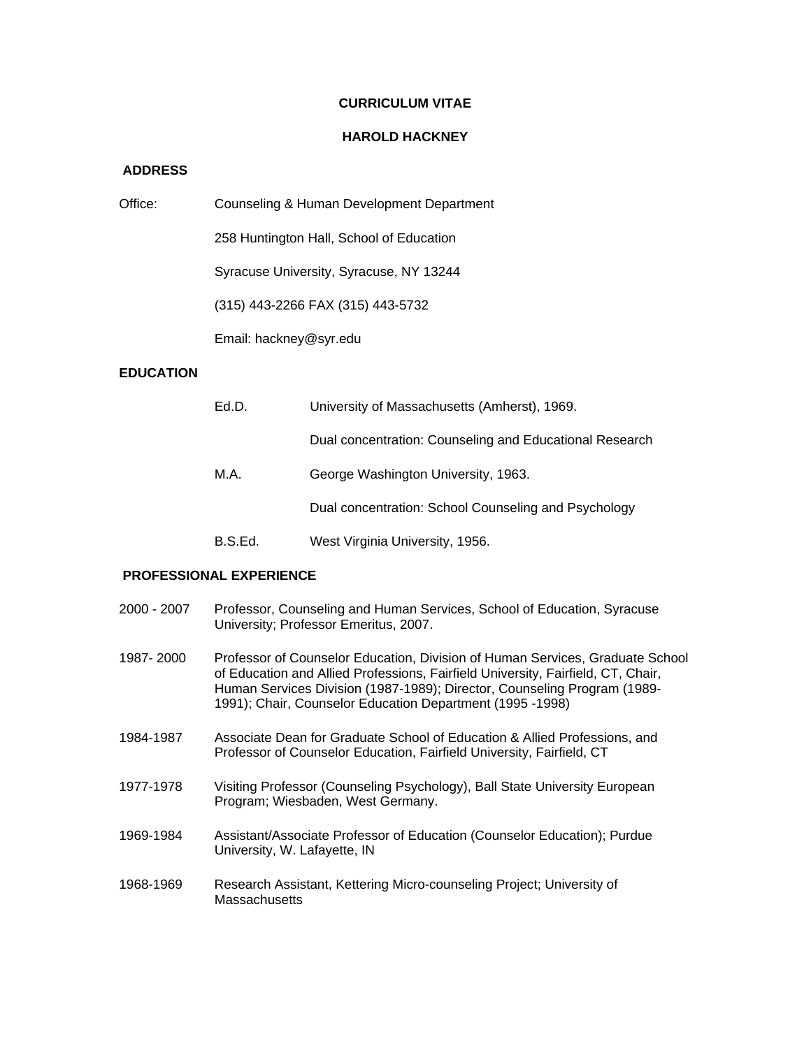# CURRICULUM VITAE

## HAROLD HACKNEY

### ADDRESS

Office: Counseling & Human Development Department

258 Huntington Hall, School of Education

Syracuse University, Syracuse, NY 13244

(315) 443-2266 FAX (315) 443-5732

Email: hackney@syr.edu

### EDUCATION

Ed.D. University of Massachusetts (Amherst), 1969.

Dual concentration: Counseling and Educational Research

M.A. George Washington University, 1963.

Dual concentration: School Counseling and Psychology

B.S.Ed. West Virginia University, 1956.

### PROFESSIONAL EXPERIENCE

2000 - 2007 Professor, Counseling and Human Services, School of Education, Syracuse University; Professor Emeritus, 2007.

1987- 2000 Professor of Counselor Education, Division of Human Services, Graduate School of Education and Allied Professions, Fairfield University, Fairfield, CT, Chair, Human Services Division (1987-1989); Director, Counseling Program (1989-1991); Chair, Counselor Education Department (1995 -1998)

1984-1987 Associate Dean for Graduate School of Education & Allied Professions, and Professor of Counselor Education, Fairfield University, Fairfield, CT

1977-1978 Visiting Professor (Counseling Psychology), Ball State University European Program; Wiesbaden, West Germany.

1969-1984 Assistant/Associate Professor of Education (Counselor Education); Purdue University, W. Lafayette, IN

1968-1969 Research Assistant, Kettering Micro-counseling Project; University of Massachusetts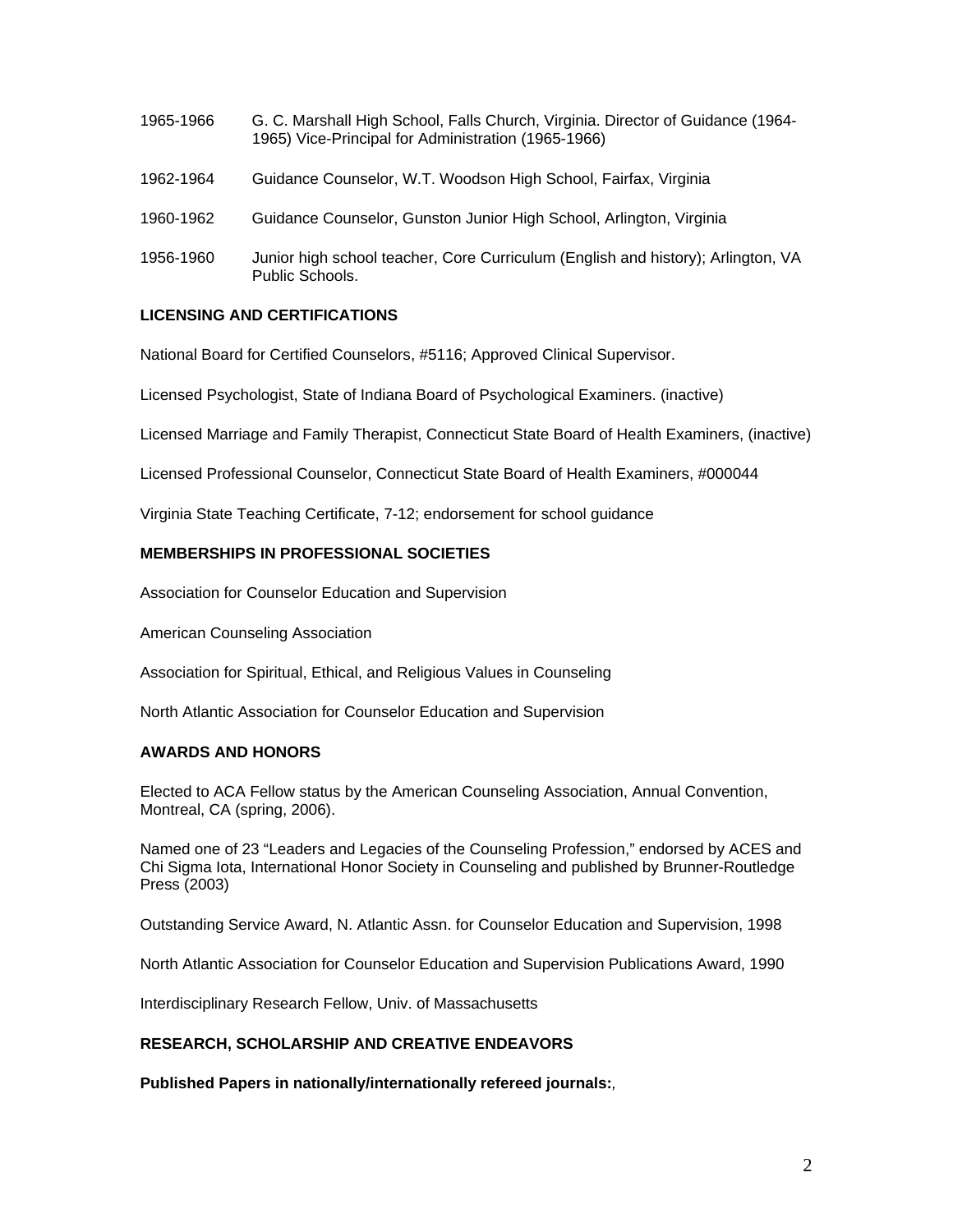1965-1966 G. C. Marshall High School, Falls Church, Virginia. Director of Guidance (1964-1965) Vice-Principal for Administration (1965-1966)

1962-1964 Guidance Counselor, W.T. Woodson High School, Fairfax, Virginia

1960-1962 Guidance Counselor, Gunston Junior High School, Arlington, Virginia

1956-1960 Junior high school teacher, Core Curriculum (English and history); Arlington, VA Public Schools.

**LICENSING AND CERTIFICATIONS**

National Board for Certified Counselors, #5116; Approved Clinical Supervisor.

Licensed Psychologist, State of Indiana Board of Psychological Examiners. (inactive)

Licensed Marriage and Family Therapist, Connecticut State Board of Health Examiners, (inactive)

Licensed Professional Counselor, Connecticut State Board of Health Examiners, #000044

Virginia State Teaching Certificate, 7-12; endorsement for school guidance

**MEMBERSHIPS IN PROFESSIONAL SOCIETIES**

Association for Counselor Education and Supervision

American Counseling Association

Association for Spiritual, Ethical, and Religious Values in Counseling

North Atlantic Association for Counselor Education and Supervision

**AWARDS AND HONORS**

Elected to ACA Fellow status by the American Counseling Association, Annual Convention, Montreal, CA (spring, 2006).

Named one of 23 "Leaders and Legacies of the Counseling Profession," endorsed by ACES and Chi Sigma Iota, International Honor Society in Counseling and published by Brunner-Routledge Press (2003)

Outstanding Service Award, N. Atlantic Assn. for Counselor Education and Supervision, 1998

North Atlantic Association for Counselor Education and Supervision Publications Award, 1990

Interdisciplinary Research Fellow, Univ. of Massachusetts

**RESEARCH, SCHOLARSHIP AND CREATIVE ENDEAVORS**

**Published Papers in nationally/internationally refereed journals:**,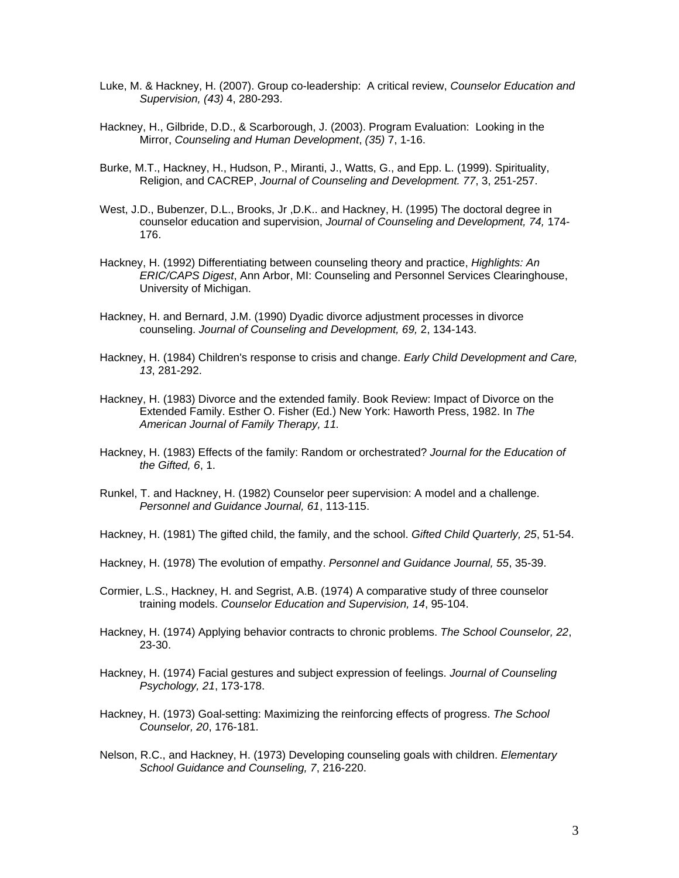Luke, M. & Hackney, H. (2007). Group co-leadership: A critical review, *Counselor Education and Supervision, (43)* 4, 280-293.

Hackney, H., Gilbride, D.D., & Scarborough, J. (2003). Program Evaluation: Looking in the Mirror, *Counseling and Human Development*, *(35)* 7, 1-16.

Burke, M.T., Hackney, H., Hudson, P., Miranti, J., Watts, G., and Epp. L. (1999). Spirituality, Religion, and CACREP, *Journal of Counseling and Development. 77*, 3, 251-257.

West, J.D., Bubenzer, D.L., Brooks, Jr ,D.K.. and Hackney, H. (1995) The doctoral degree in counselor education and supervision, *Journal of Counseling and Development, 74,* 174-176.

Hackney, H. (1992) Differentiating between counseling theory and practice, *Highlights: An ERIC/CAPS Digest*, Ann Arbor, MI: Counseling and Personnel Services Clearinghouse, University of Michigan.

Hackney, H. and Bernard, J.M. (1990) Dyadic divorce adjustment processes in divorce counseling. *Journal of Counseling and Development, 69,* 2, 134-143.

Hackney, H. (1984) Children's response to crisis and change. *Early Child Development and Care, 13*, 281-292.

Hackney, H. (1983) Divorce and the extended family. Book Review: Impact of Divorce on the Extended Family. Esther O. Fisher (Ed.) New York: Haworth Press, 1982. In *The American Journal of Family Therapy, 11.*

Hackney, H. (1983) Effects of the family: Random or orchestrated? *Journal for the Education of the Gifted, 6*, 1.

Runkel, T. and Hackney, H. (1982) Counselor peer supervision: A model and a challenge. *Personnel and Guidance Journal, 61*, 113-115.

Hackney, H. (1981) The gifted child, the family, and the school. *Gifted Child Quarterly, 25*, 51-54.

Hackney, H. (1978) The evolution of empathy. *Personnel and Guidance Journal, 55*, 35-39.

Cormier, L.S., Hackney, H. and Segrist, A.B. (1974) A comparative study of three counselor training models. *Counselor Education and Supervision, 14*, 95-104.

Hackney, H. (1974) Applying behavior contracts to chronic problems. *The School Counselor, 22*, 23-30.

Hackney, H. (1974) Facial gestures and subject expression of feelings. *Journal of Counseling Psychology, 21*, 173-178.

Hackney, H. (1973) Goal-setting: Maximizing the reinforcing effects of progress. *The School Counselor, 20*, 176-181.

Nelson, R.C., and Hackney, H. (1973) Developing counseling goals with children. *Elementary School Guidance and Counseling, 7*, 216-220.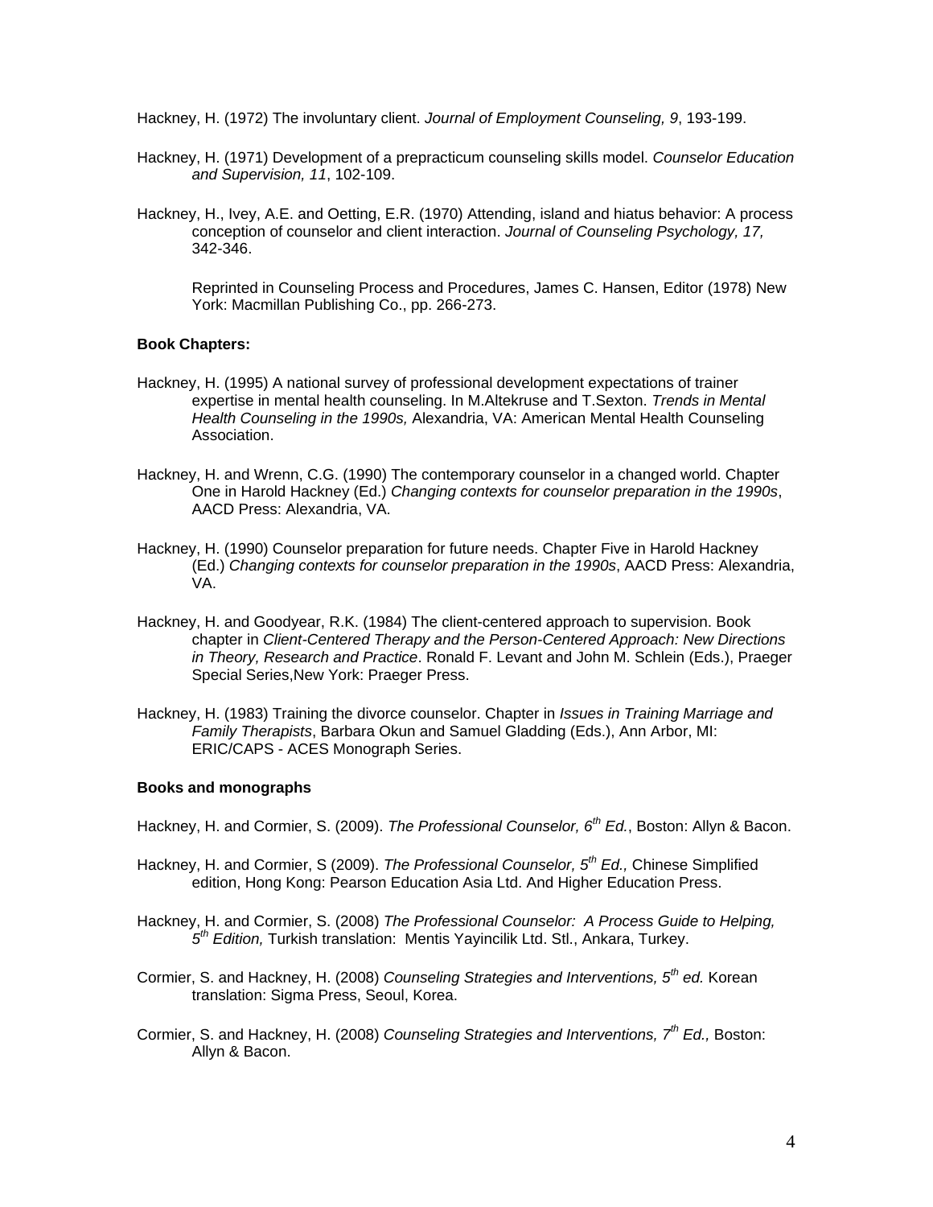Hackney, H. (1972) The involuntary client. *Journal of Employment Counseling, 9*, 193-199.

Hackney, H. (1971) Development of a prepracticum counseling skills model. *Counselor Education and Supervision, 11*, 102-109.

Hackney, H., Ivey, A.E. and Oetting, E.R. (1970) Attending, island and hiatus behavior: A process conception of counselor and client interaction. *Journal of Counseling Psychology, 17,* 342-346.

Reprinted in Counseling Process and Procedures, James C. Hansen, Editor (1978) New York: Macmillan Publishing Co., pp. 266-273.

**Book Chapters:**

Hackney, H. (1995) A national survey of professional development expectations of trainer expertise in mental health counseling. In M.Altekruse and T.Sexton. *Trends in Mental Health Counseling in the 1990s,* Alexandria, VA: American Mental Health Counseling Association.

Hackney, H. and Wrenn, C.G. (1990) The contemporary counselor in a changed world. Chapter One in Harold Hackney (Ed.) *Changing contexts for counselor preparation in the 1990s*, AACD Press: Alexandria, VA.

Hackney, H. (1990) Counselor preparation for future needs. Chapter Five in Harold Hackney (Ed.) *Changing contexts for counselor preparation in the 1990s*, AACD Press: Alexandria, VA.

Hackney, H. and Goodyear, R.K. (1984) The client-centered approach to supervision. Book chapter in *Client-Centered Therapy and the Person-Centered Approach: New Directions in Theory, Research and Practice*. Ronald F. Levant and John M. Schlein (Eds.), Praeger Special Series,New York: Praeger Press.

Hackney, H. (1983) Training the divorce counselor. Chapter in *Issues in Training Marriage and Family Therapists*, Barbara Okun and Samuel Gladding (Eds.), Ann Arbor, MI: ERIC/CAPS - ACES Monograph Series.

**Books and monographs**

Hackney, H. and Cormier, S. (2009). *The Professional Counselor, 6th Ed.*, Boston: Allyn & Bacon.

Hackney, H. and Cormier, S (2009). *The Professional Counselor, 5th Ed.,* Chinese Simplified edition, Hong Kong: Pearson Education Asia Ltd. And Higher Education Press.

Hackney, H. and Cormier, S. (2008) *The Professional Counselor: A Process Guide to Helping, 5th Edition,* Turkish translation: Mentis Yayincilik Ltd. Stl., Ankara, Turkey.

Cormier, S. and Hackney, H. (2008) *Counseling Strategies and Interventions, 5th ed.* Korean translation: Sigma Press, Seoul, Korea.

Cormier, S. and Hackney, H. (2008) *Counseling Strategies and Interventions, 7th Ed.,* Boston: Allyn & Bacon.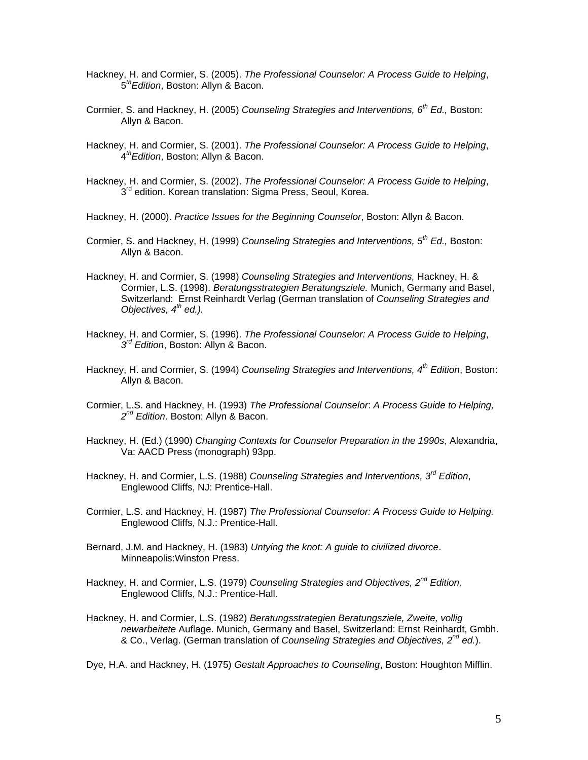Hackney, H. and Cormier, S. (2005). *The Professional Counselor: A Process Guide to Helping*, 5*th Edition*, Boston: Allyn & Bacon.

Cormier, S. and Hackney, H. (2005) *Counseling Strategies and Interventions, 6th Ed.,* Boston: Allyn & Bacon.

Hackney, H. and Cormier, S. (2001). *The Professional Counselor: A Process Guide to Helping*, 4*th Edition*, Boston: Allyn & Bacon.

Hackney, H. and Cormier, S. (2002). *The Professional Counselor: A Process Guide to Helping*, 3rd edition. Korean translation: Sigma Press, Seoul, Korea.

Hackney, H. (2000). *Practice Issues for the Beginning Counselor*, Boston: Allyn & Bacon.

Cormier, S. and Hackney, H. (1999) *Counseling Strategies and Interventions, 5th Ed.,* Boston: Allyn & Bacon.

Hackney, H. and Cormier, S. (1998) *Counseling Strategies and Interventions,* Hackney, H. & Cormier, L.S. (1998). *Beratungsstrategien Beratungsziele.* Munich, Germany and Basel, Switzerland: Ernst Reinhardt Verlag (German translation of *Counseling Strategies and Objectives, 4th ed.).*

Hackney, H. and Cormier, S. (1996). *The Professional Counselor: A Process Guide to Helping*, *3rd Edition*, Boston: Allyn & Bacon.

Hackney, H. and Cormier, S. (1994) *Counseling Strategies and Interventions, 4th Edition*, Boston: Allyn & Bacon.

Cormier, L.S. and Hackney, H. (1993) *The Professional Counselor*: *A Process Guide to Helping, 2nd Edition*. Boston: Allyn & Bacon.

Hackney, H. (Ed.) (1990) *Changing Contexts for Counselor Preparation in the 1990s*, Alexandria, Va: AACD Press (monograph) 93pp.

Hackney, H. and Cormier, L.S. (1988) *Counseling Strategies and Interventions, 3rd Edition*, Englewood Cliffs, NJ: Prentice-Hall.

Cormier, L.S. and Hackney, H. (1987) *The Professional Counselor: A Process Guide to Helping.* Englewood Cliffs, N.J.: Prentice-Hall.

Bernard, J.M. and Hackney, H. (1983) *Untying the knot: A guide to civilized divorce*. Minneapolis:Winston Press.

Hackney, H. and Cormier, L.S. (1979) *Counseling Strategies and Objectives, 2nd Edition,* Englewood Cliffs, N.J.: Prentice-Hall.

Hackney, H. and Cormier, L.S. (1982) *Beratungsstrategien Beratungsziele, Zweite, vollig newarbeitete* Auflage. Munich, Germany and Basel, Switzerland: Ernst Reinhardt, Gmbh. & Co., Verlag. (German translation of *Counseling Strategies and Objectives, 2nd ed.*).

Dye, H.A. and Hackney, H. (1975) *Gestalt Approaches to Counseling*, Boston: Houghton Mifflin.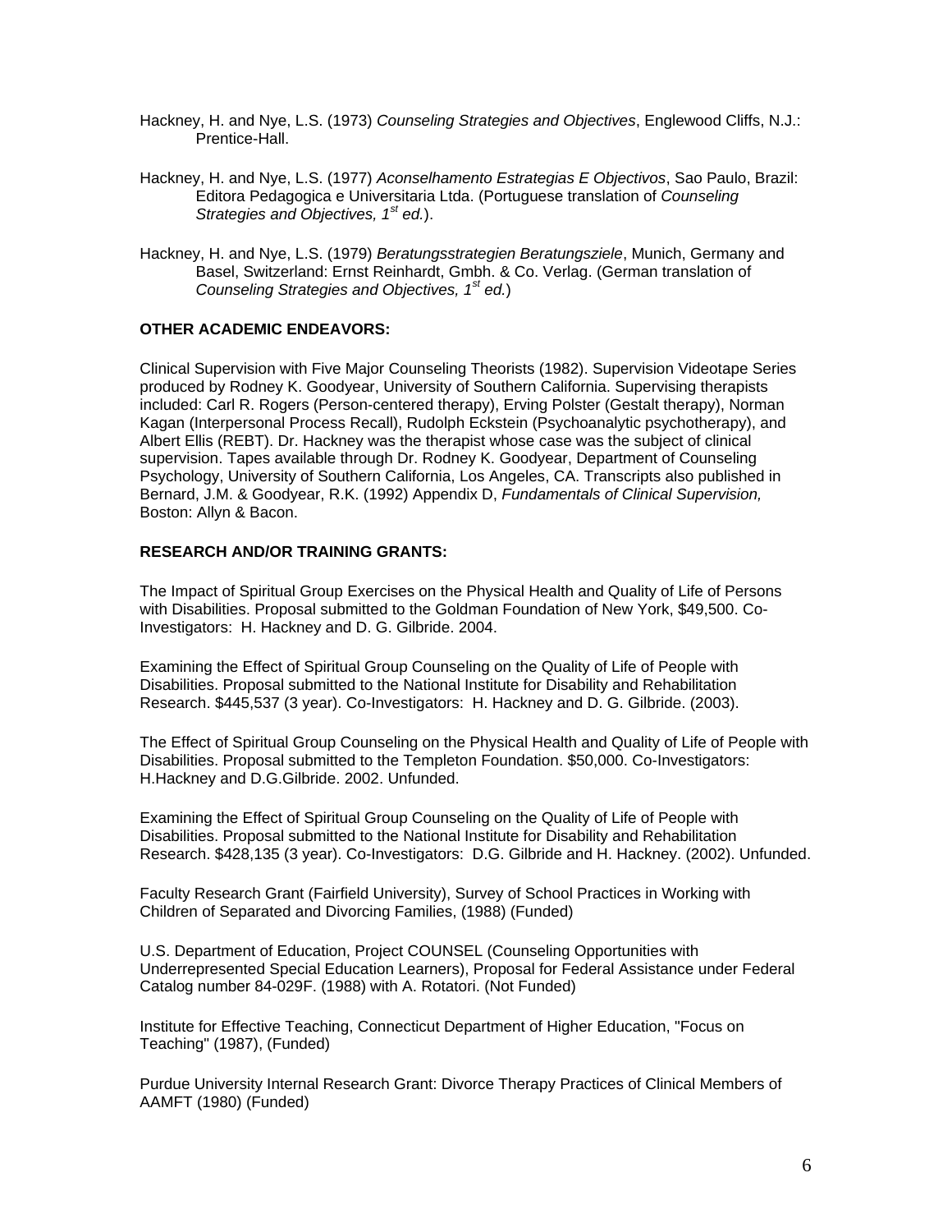Hackney, H. and Nye, L.S. (1973) *Counseling Strategies and Objectives*, Englewood Cliffs, N.J.: Prentice-Hall.

Hackney, H. and Nye, L.S. (1977) *Aconselhamento Estrategias E Objectivos*, Sao Paulo, Brazil: Editora Pedagogica e Universitaria Ltda. (Portuguese translation of *Counseling Strategies and Objectives, 1st ed.*).

Hackney, H. and Nye, L.S. (1979) *Beratungsstrategien Beratungsziele*, Munich, Germany and Basel, Switzerland: Ernst Reinhardt, Gmbh. & Co. Verlag. (German translation of *Counseling Strategies and Objectives, 1st ed.*)

**OTHER ACADEMIC ENDEAVORS:**

Clinical Supervision with Five Major Counseling Theorists (1982). Supervision Videotape Series produced by Rodney K. Goodyear, University of Southern California. Supervising therapists included: Carl R. Rogers (Person-centered therapy), Erving Polster (Gestalt therapy), Norman Kagan (Interpersonal Process Recall), Rudolph Eckstein (Psychoanalytic psychotherapy), and Albert Ellis (REBT). Dr. Hackney was the therapist whose case was the subject of clinical supervision. Tapes available through Dr. Rodney K. Goodyear, Department of Counseling Psychology, University of Southern California, Los Angeles, CA. Transcripts also published in Bernard, J.M. & Goodyear, R.K. (1992) Appendix D, *Fundamentals of Clinical Supervision,* Boston: Allyn & Bacon.

**RESEARCH AND/OR TRAINING GRANTS:**

The Impact of Spiritual Group Exercises on the Physical Health and Quality of Life of Persons with Disabilities. Proposal submitted to the Goldman Foundation of New York, $49,500. Co-Investigators: H. Hackney and D. G. Gilbride. 2004.

Examining the Effect of Spiritual Group Counseling on the Quality of Life of People with Disabilities. Proposal submitted to the National Institute for Disability and Rehabilitation Research. $445,537 (3 year). Co-Investigators: H. Hackney and D. G. Gilbride. (2003).

The Effect of Spiritual Group Counseling on the Physical Health and Quality of Life of People with Disabilities. Proposal submitted to the Templeton Foundation. $50,000. Co-Investigators: H.Hackney and D.G.Gilbride. 2002. Unfunded.

Examining the Effect of Spiritual Group Counseling on the Quality of Life of People with Disabilities. Proposal submitted to the National Institute for Disability and Rehabilitation Research. $428,135 (3 year). Co-Investigators: D.G. Gilbride and H. Hackney. (2002). Unfunded.

Faculty Research Grant (Fairfield University), Survey of School Practices in Working with Children of Separated and Divorcing Families, (1988) (Funded)

U.S. Department of Education, Project COUNSEL (Counseling Opportunities with Underrepresented Special Education Learners), Proposal for Federal Assistance under Federal Catalog number 84-029F. (1988) with A. Rotatori. (Not Funded)

Institute for Effective Teaching, Connecticut Department of Higher Education, "Focus on Teaching" (1987), (Funded)

Purdue University Internal Research Grant: Divorce Therapy Practices of Clinical Members of AAMFT (1980) (Funded)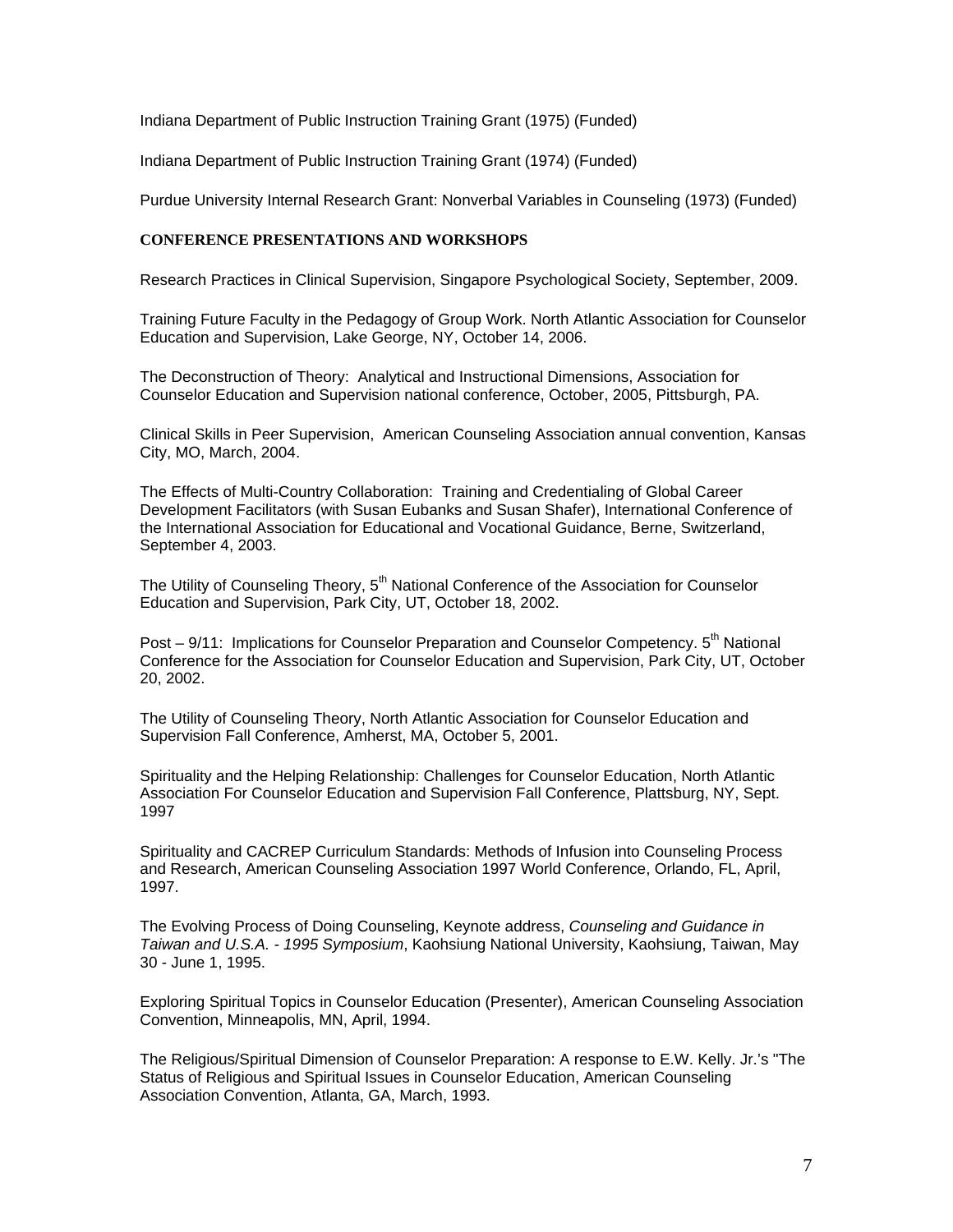Indiana Department of Public Instruction Training Grant (1975) (Funded)

Indiana Department of Public Instruction Training Grant (1974) (Funded)

Purdue University Internal Research Grant: Nonverbal Variables in Counseling (1973) (Funded)

**CONFERENCE PRESENTATIONS AND WORKSHOPS**

Research Practices in Clinical Supervision, Singapore Psychological Society, September, 2009.

Training Future Faculty in the Pedagogy of Group Work. North Atlantic Association for Counselor Education and Supervision, Lake George, NY, October 14, 2006.

The Deconstruction of Theory: Analytical and Instructional Dimensions, Association for Counselor Education and Supervision national conference, October, 2005, Pittsburgh, PA.

Clinical Skills in Peer Supervision, American Counseling Association annual convention, Kansas City, MO, March, 2004.

The Effects of Multi-Country Collaboration: Training and Credentialing of Global Career Development Facilitators (with Susan Eubanks and Susan Shafer), International Conference of the International Association for Educational and Vocational Guidance, Berne, Switzerland, September 4, 2003.

The Utility of Counseling Theory, 5th National Conference of the Association for Counselor Education and Supervision, Park City, UT, October 18, 2002.

Post – 9/11: Implications for Counselor Preparation and Counselor Competency. 5th National Conference for the Association for Counselor Education and Supervision, Park City, UT, October 20, 2002.

The Utility of Counseling Theory, North Atlantic Association for Counselor Education and Supervision Fall Conference, Amherst, MA, October 5, 2001.

Spirituality and the Helping Relationship: Challenges for Counselor Education, North Atlantic Association For Counselor Education and Supervision Fall Conference, Plattsburg, NY, Sept. 1997

Spirituality and CACREP Curriculum Standards: Methods of Infusion into Counseling Process and Research, American Counseling Association 1997 World Conference, Orlando, FL, April, 1997.

The Evolving Process of Doing Counseling, Keynote address, *Counseling and Guidance in Taiwan and U.S.A. - 1995 Symposium*, Kaohsiung National University, Kaohsiung, Taiwan, May 30 - June 1, 1995.

Exploring Spiritual Topics in Counselor Education (Presenter), American Counseling Association Convention, Minneapolis, MN, April, 1994.

The Religious/Spiritual Dimension of Counselor Preparation: A response to E.W. Kelly. Jr.'s "The Status of Religious and Spiritual Issues in Counselor Education, American Counseling Association Convention, Atlanta, GA, March, 1993.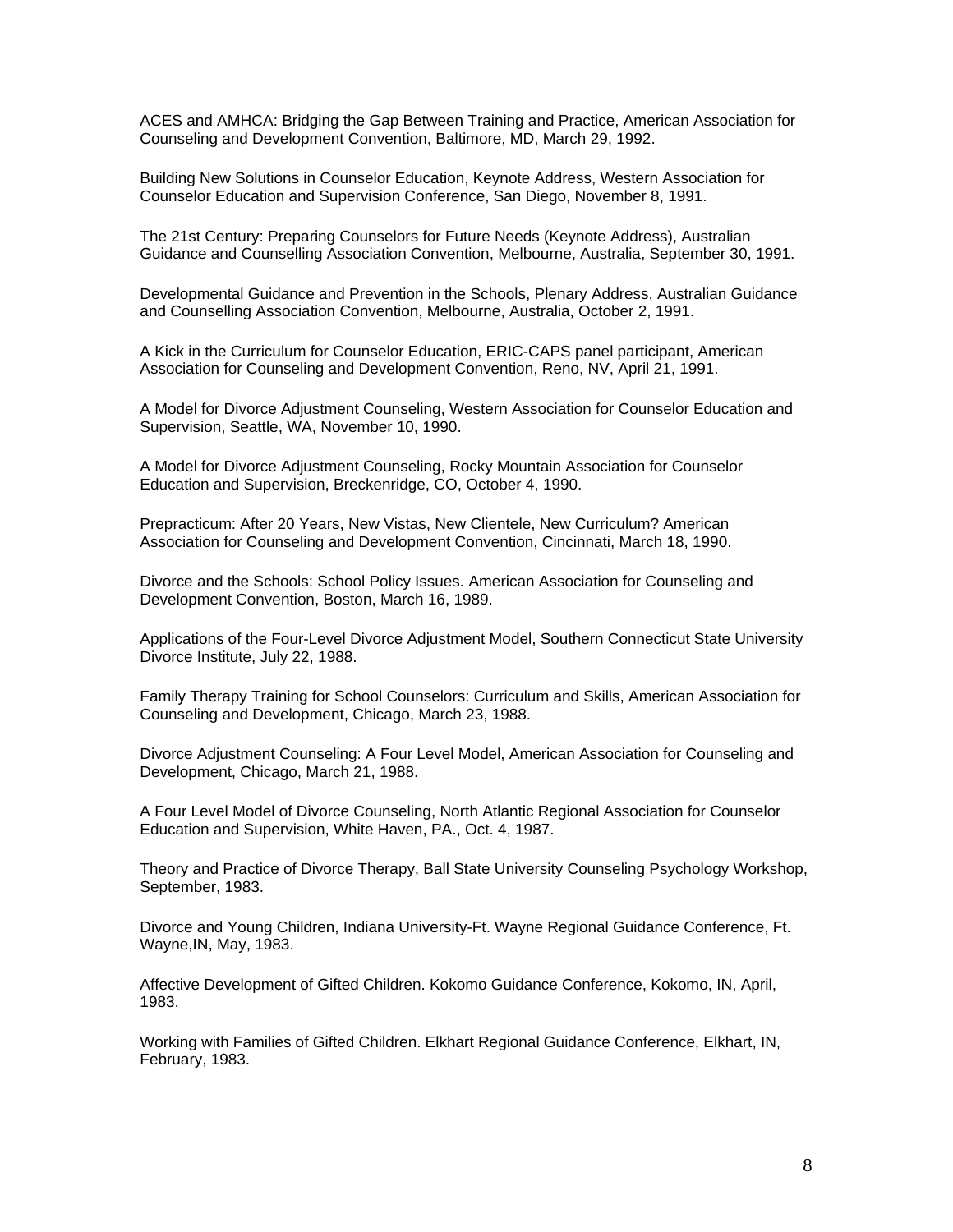ACES and AMHCA: Bridging the Gap Between Training and Practice, American Association for Counseling and Development Convention, Baltimore, MD, March 29, 1992.

Building New Solutions in Counselor Education, Keynote Address, Western Association for Counselor Education and Supervision Conference, San Diego, November 8, 1991.

The 21st Century: Preparing Counselors for Future Needs (Keynote Address), Australian Guidance and Counselling Association Convention, Melbourne, Australia, September 30, 1991.

Developmental Guidance and Prevention in the Schools, Plenary Address, Australian Guidance and Counselling Association Convention, Melbourne, Australia, October 2, 1991.

A Kick in the Curriculum for Counselor Education, ERIC-CAPS panel participant, American Association for Counseling and Development Convention, Reno, NV, April 21, 1991.

A Model for Divorce Adjustment Counseling, Western Association for Counselor Education and Supervision, Seattle, WA, November 10, 1990.

A Model for Divorce Adjustment Counseling, Rocky Mountain Association for Counselor Education and Supervision, Breckenridge, CO, October 4, 1990.

Prepracticum: After 20 Years, New Vistas, New Clientele, New Curriculum? American Association for Counseling and Development Convention, Cincinnati, March 18, 1990.

Divorce and the Schools: School Policy Issues. American Association for Counseling and Development Convention, Boston, March 16, 1989.

Applications of the Four-Level Divorce Adjustment Model, Southern Connecticut State University Divorce Institute, July 22, 1988.

Family Therapy Training for School Counselors: Curriculum and Skills, American Association for Counseling and Development, Chicago, March 23, 1988.

Divorce Adjustment Counseling: A Four Level Model, American Association for Counseling and Development, Chicago, March 21, 1988.

A Four Level Model of Divorce Counseling, North Atlantic Regional Association for Counselor Education and Supervision, White Haven, PA., Oct. 4, 1987.

Theory and Practice of Divorce Therapy, Ball State University Counseling Psychology Workshop, September, 1983.

Divorce and Young Children, Indiana University-Ft. Wayne Regional Guidance Conference, Ft. Wayne,IN, May, 1983.

Affective Development of Gifted Children. Kokomo Guidance Conference, Kokomo, IN, April, 1983.

Working with Families of Gifted Children. Elkhart Regional Guidance Conference, Elkhart, IN, February, 1983.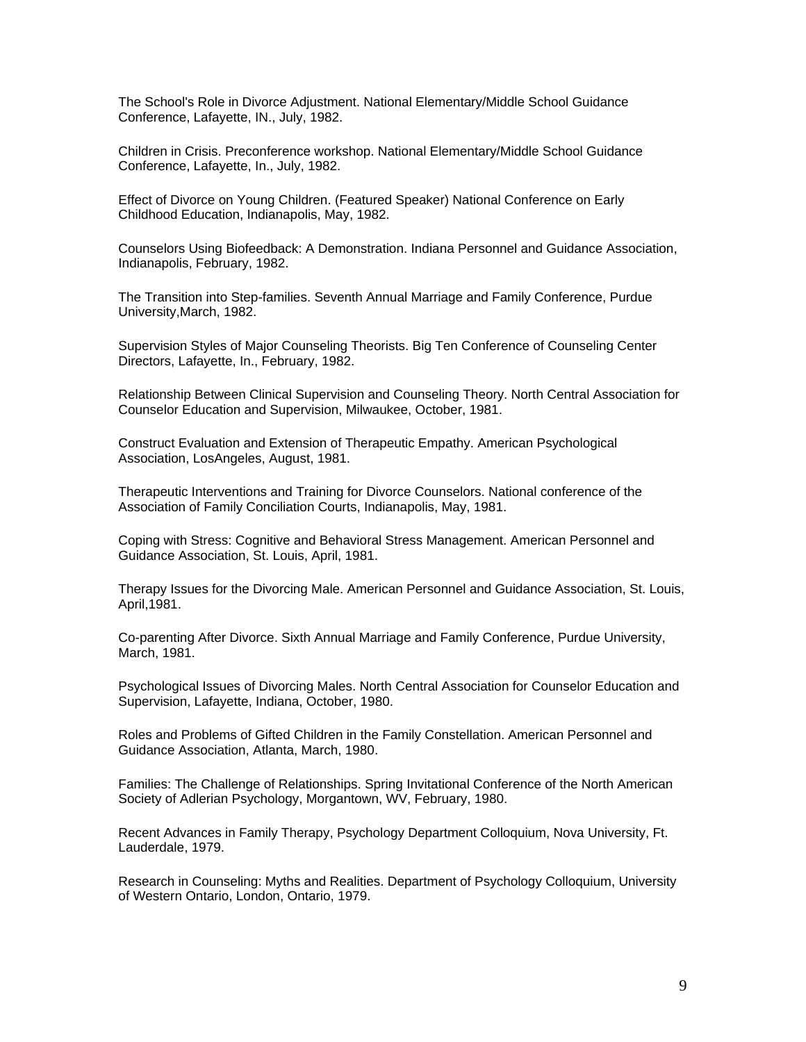The School's Role in Divorce Adjustment. National Elementary/Middle School Guidance Conference, Lafayette, IN., July, 1982.

Children in Crisis. Preconference workshop. National Elementary/Middle School Guidance Conference, Lafayette, In., July, 1982.

Effect of Divorce on Young Children. (Featured Speaker) National Conference on Early Childhood Education, Indianapolis, May, 1982.

Counselors Using Biofeedback: A Demonstration. Indiana Personnel and Guidance Association, Indianapolis, February, 1982.

The Transition into Step-families. Seventh Annual Marriage and Family Conference, Purdue University,March, 1982.

Supervision Styles of Major Counseling Theorists. Big Ten Conference of Counseling Center Directors, Lafayette, In., February, 1982.

Relationship Between Clinical Supervision and Counseling Theory. North Central Association for Counselor Education and Supervision, Milwaukee, October, 1981.

Construct Evaluation and Extension of Therapeutic Empathy. American Psychological Association, LosAngeles, August, 1981.

Therapeutic Interventions and Training for Divorce Counselors. National conference of the Association of Family Conciliation Courts, Indianapolis, May, 1981.

Coping with Stress: Cognitive and Behavioral Stress Management. American Personnel and Guidance Association, St. Louis, April, 1981.

Therapy Issues for the Divorcing Male. American Personnel and Guidance Association, St. Louis, April,1981.

Co-parenting After Divorce. Sixth Annual Marriage and Family Conference, Purdue University, March, 1981.

Psychological Issues of Divorcing Males. North Central Association for Counselor Education and Supervision, Lafayette, Indiana, October, 1980.

Roles and Problems of Gifted Children in the Family Constellation. American Personnel and Guidance Association, Atlanta, March, 1980.

Families: The Challenge of Relationships. Spring Invitational Conference of the North American Society of Adlerian Psychology, Morgantown, WV, February, 1980.

Recent Advances in Family Therapy, Psychology Department Colloquium, Nova University, Ft. Lauderdale, 1979.

Research in Counseling: Myths and Realities. Department of Psychology Colloquium, University of Western Ontario, London, Ontario, 1979.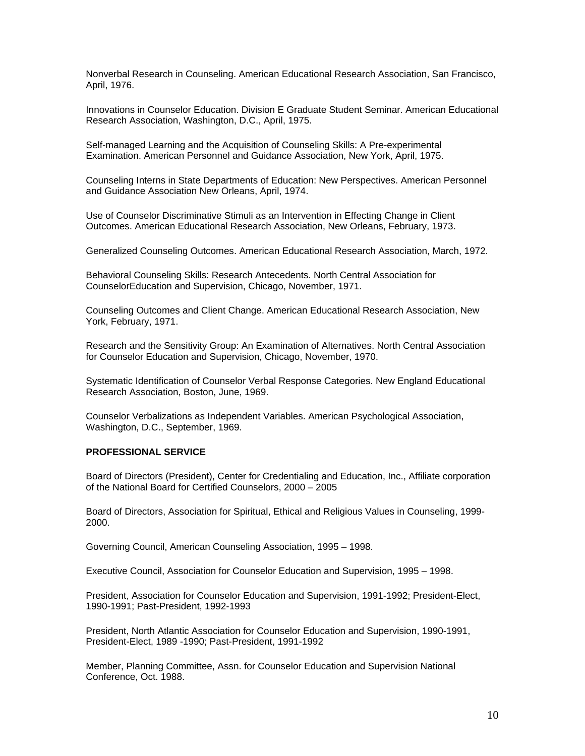Nonverbal Research in Counseling. American Educational Research Association, San Francisco, April, 1976.

Innovations in Counselor Education. Division E Graduate Student Seminar. American Educational Research Association, Washington, D.C., April, 1975.

Self-managed Learning and the Acquisition of Counseling Skills: A Pre-experimental Examination. American Personnel and Guidance Association, New York, April, 1975.

Counseling Interns in State Departments of Education: New Perspectives. American Personnel and Guidance Association New Orleans, April, 1974.

Use of Counselor Discriminative Stimuli as an Intervention in Effecting Change in Client Outcomes. American Educational Research Association, New Orleans, February, 1973.

Generalized Counseling Outcomes. American Educational Research Association, March, 1972.

Behavioral Counseling Skills: Research Antecedents. North Central Association for CounselorEducation and Supervision, Chicago, November, 1971.

Counseling Outcomes and Client Change. American Educational Research Association, New York, February, 1971.

Research and the Sensitivity Group: An Examination of Alternatives. North Central Association for Counselor Education and Supervision, Chicago, November, 1970.

Systematic Identification of Counselor Verbal Response Categories. New England Educational Research Association, Boston, June, 1969.

Counselor Verbalizations as Independent Variables. American Psychological Association, Washington, D.C., September, 1969.

**PROFESSIONAL SERVICE**

Board of Directors (President), Center for Credentialing and Education, Inc., Affiliate corporation of the National Board for Certified Counselors, 2000 – 2005

Board of Directors, Association for Spiritual, Ethical and Religious Values in Counseling, 1999-2000.

Governing Council, American Counseling Association, 1995 – 1998.

Executive Council, Association for Counselor Education and Supervision, 1995 – 1998.

President, Association for Counselor Education and Supervision, 1991-1992; President-Elect, 1990-1991; Past-President, 1992-1993

President, North Atlantic Association for Counselor Education and Supervision, 1990-1991, President-Elect, 1989 -1990; Past-President, 1991-1992

Member, Planning Committee, Assn. for Counselor Education and Supervision National Conference, Oct. 1988.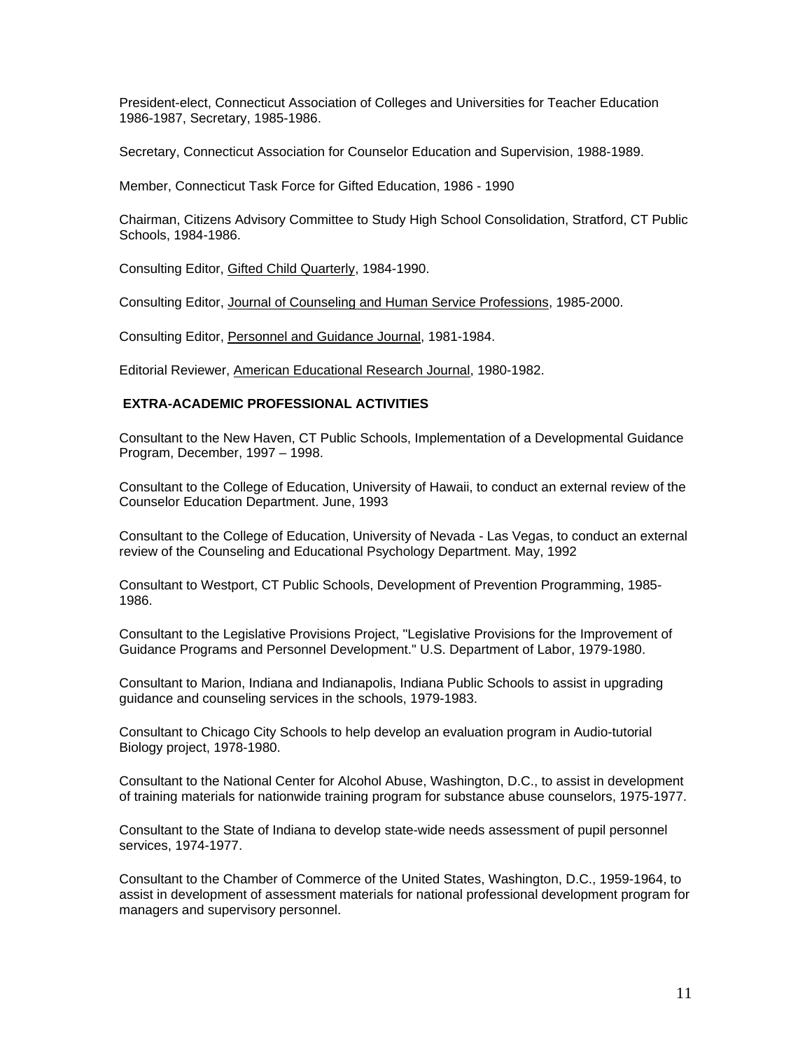President-elect, Connecticut Association of Colleges and Universities for Teacher Education 1986-1987, Secretary, 1985-1986.

Secretary, Connecticut Association for Counselor Education and Supervision, 1988-1989.

Member, Connecticut Task Force for Gifted Education, 1986 - 1990

Chairman, Citizens Advisory Committee to Study High School Consolidation, Stratford, CT Public Schools, 1984-1986.

Consulting Editor, Gifted Child Quarterly, 1984-1990.

Consulting Editor, Journal of Counseling and Human Service Professions, 1985-2000.

Consulting Editor, Personnel and Guidance Journal, 1981-1984.

Editorial Reviewer, American Educational Research Journal, 1980-1982.

**EXTRA-ACADEMIC PROFESSIONAL ACTIVITIES**

Consultant to the New Haven, CT Public Schools, Implementation of a Developmental Guidance Program, December, 1997 – 1998.

Consultant to the College of Education, University of Hawaii, to conduct an external review of the Counselor Education Department. June, 1993

Consultant to the College of Education, University of Nevada - Las Vegas, to conduct an external review of the Counseling and Educational Psychology Department. May, 1992

Consultant to Westport, CT Public Schools, Development of Prevention Programming, 1985-1986.

Consultant to the Legislative Provisions Project, "Legislative Provisions for the Improvement of Guidance Programs and Personnel Development." U.S. Department of Labor, 1979-1980.

Consultant to Marion, Indiana and Indianapolis, Indiana Public Schools to assist in upgrading guidance and counseling services in the schools, 1979-1983.

Consultant to Chicago City Schools to help develop an evaluation program in Audio-tutorial Biology project, 1978-1980.

Consultant to the National Center for Alcohol Abuse, Washington, D.C., to assist in development of training materials for nationwide training program for substance abuse counselors, 1975-1977.

Consultant to the State of Indiana to develop state-wide needs assessment of pupil personnel services, 1974-1977.

Consultant to the Chamber of Commerce of the United States, Washington, D.C., 1959-1964, to assist in development of assessment materials for national professional development program for managers and supervisory personnel.